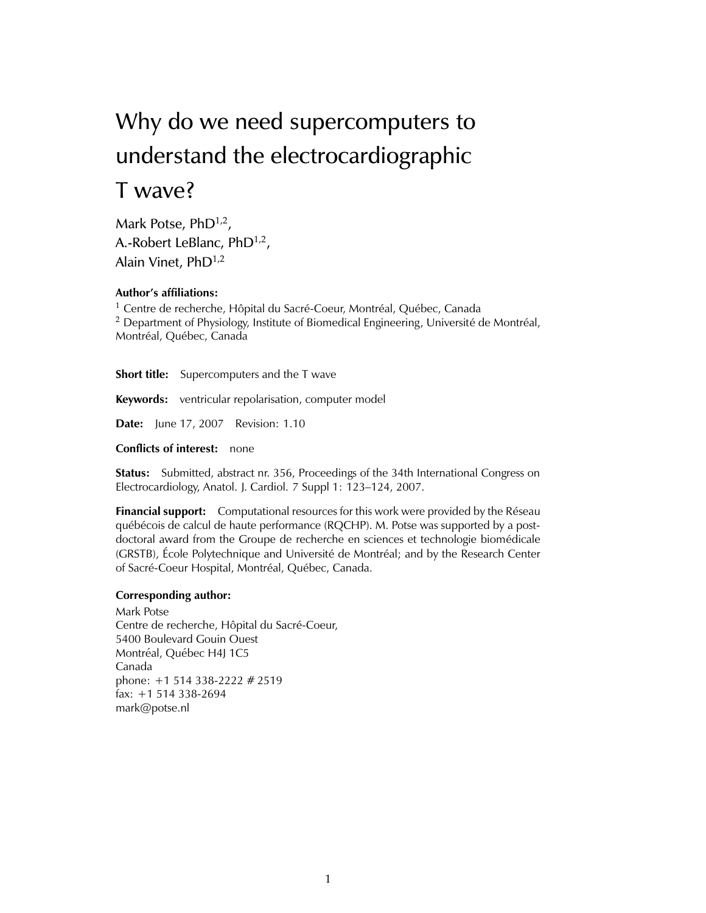# Why do we need supercomputers to understand the electrocardiographic T wave?

Mark Potse, PhD[1,2],
A.-Robert LeBlanc, PhD[1,2],
Alain Vinet, PhD[1,2]

**Author's affiliations:**
[1] Centre de recherche, Hôpital du Sacré-Coeur, Montréal, Québec, Canada
[2] Department of Physiology, Institute of Biomedical Engineering, Université de Montréal, Montréal, Québec, Canada

**Short title:** Supercomputers and the T wave

**Keywords:** ventricular repolarisation, computer model

**Date:** June 17, 2007 Revision: 1.10

**Conflicts of interest:** none

**Status:** Submitted, abstract nr. 356, Proceedings of the 34th International Congress on Electrocardiology, Anatol. J. Cardiol. 7 Suppl 1: 123–124, 2007.

**Financial support:** Computational resources for this work were provided by the Réseau québécois de calcul de haute performance (RQCHP). M. Potse was supported by a post-doctoral award from the Groupe de recherche en sciences et technologie biomédicale (GRSTB), École Polytechnique and Université de Montréal; and by the Research Center of Sacré-Coeur Hospital, Montréal, Québec, Canada.

**Corresponding author:**
Mark Potse
Centre de recherche, Hôpital du Sacré-Coeur,
5400 Boulevard Gouin Ouest
Montréal, Québec H4J 1C5
Canada
phone: +1 514 338-2222 # 2519
fax: +1 514 338-2694
mark@potse.nl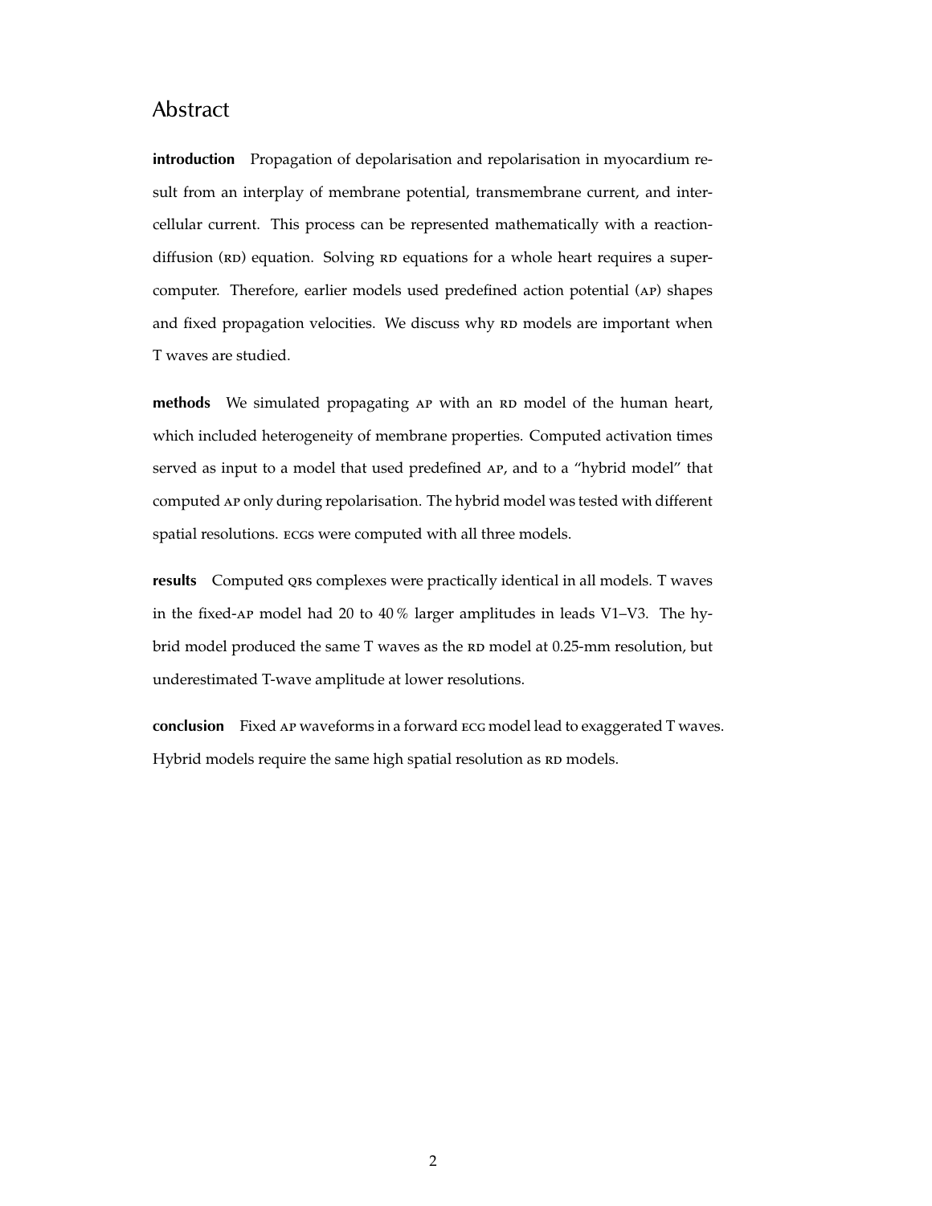## Abstract

**introduction** Propagation of depolarisation and repolarisation in myocardium result from an interplay of membrane potential, transmembrane current, and intercellular current. This process can be represented mathematically with a reaction-diffusion (RD) equation. Solving RD equations for a whole heart requires a supercomputer. Therefore, earlier models used predefined action potential (AP) shapes and fixed propagation velocities. We discuss why RD models are important when T waves are studied.

**methods** We simulated propagating AP with an RD model of the human heart, which included heterogeneity of membrane properties. Computed activation times served as input to a model that used predefined AP, and to a "hybrid model" that computed AP only during repolarisation. The hybrid model was tested with different spatial resolutions. ECGS were computed with all three models.

**results** Computed QRS complexes were practically identical in all models. T waves in the fixed-AP model had 20 to 40 % larger amplitudes in leads V1–V3. The hybrid model produced the same T waves as the RD model at 0.25-mm resolution, but underestimated T-wave amplitude at lower resolutions.

**conclusion** Fixed AP waveforms in a forward ECG model lead to exaggerated T waves. Hybrid models require the same high spatial resolution as RD models.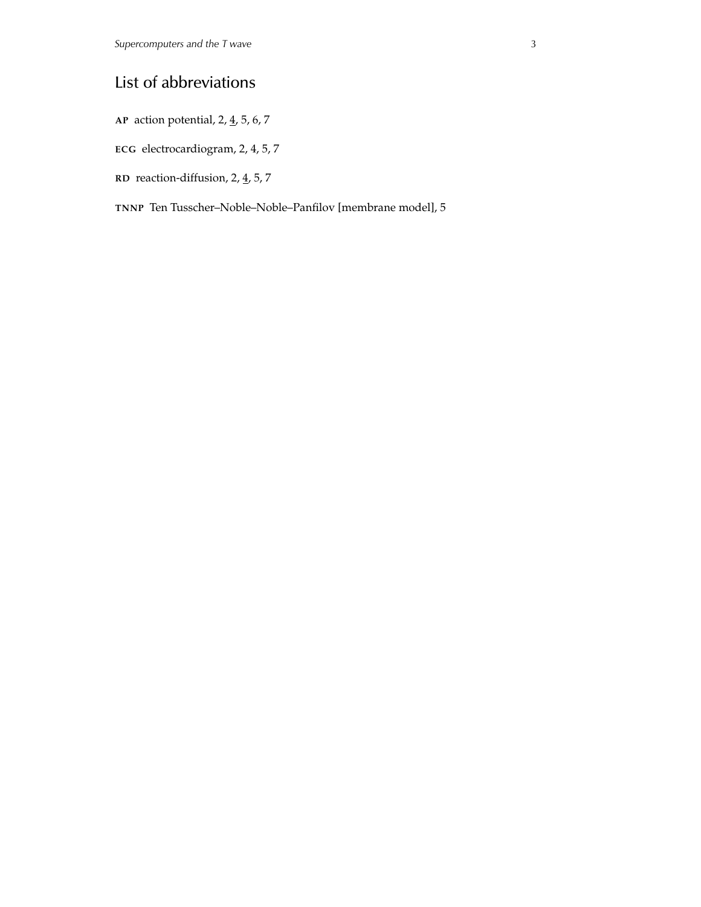# List of abbreviations

**AP** action potential, 2, 4, 5, 6, 7

**ECG** electrocardiogram, 2, 4, 5, 7

**RD** reaction-diffusion, 2, 4, 5, 7

**TNNP** Ten Tusscher–Noble–Noble–Panfilov [membrane model], 5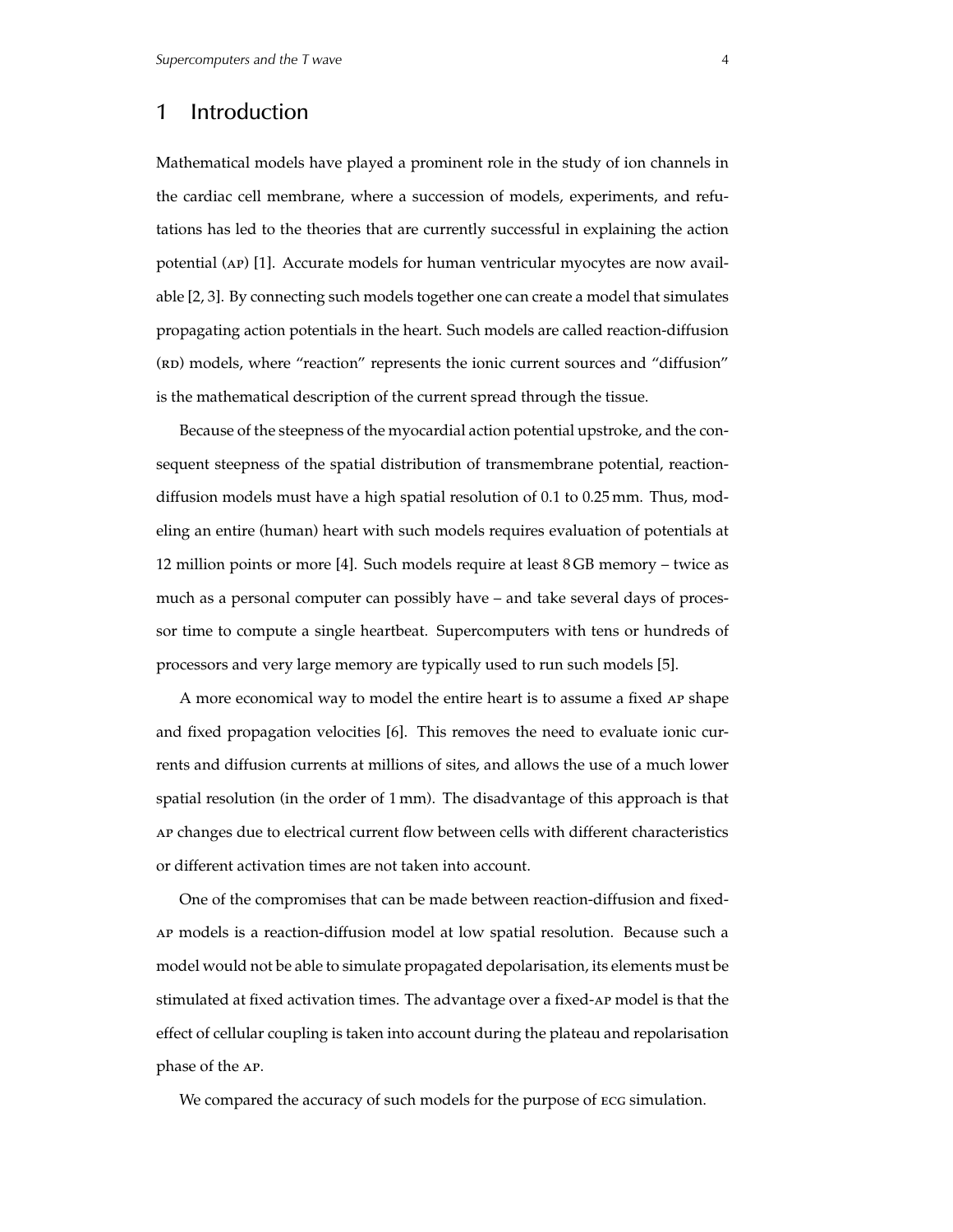# 1 Introduction

Mathematical models have played a prominent role in the study of ion channels in the cardiac cell membrane, where a succession of models, experiments, and refutations has led to the theories that are currently successful in explaining the action potential (AP) [1]. Accurate models for human ventricular myocytes are now available [2, 3]. By connecting such models together one can create a model that simulates propagating action potentials in the heart. Such models are called reaction-diffusion (RD) models, where "reaction" represents the ionic current sources and "diffusion" is the mathematical description of the current spread through the tissue.

Because of the steepness of the myocardial action potential upstroke, and the consequent steepness of the spatial distribution of transmembrane potential, reaction-diffusion models must have a high spatial resolution of 0.1 to 0.25 mm. Thus, modeling an entire (human) heart with such models requires evaluation of potentials at 12 million points or more [4]. Such models require at least 8 GB memory – twice as much as a personal computer can possibly have – and take several days of processor time to compute a single heartbeat. Supercomputers with tens or hundreds of processors and very large memory are typically used to run such models [5].

A more economical way to model the entire heart is to assume a fixed AP shape and fixed propagation velocities [6]. This removes the need to evaluate ionic currents and diffusion currents at millions of sites, and allows the use of a much lower spatial resolution (in the order of 1 mm). The disadvantage of this approach is that AP changes due to electrical current flow between cells with different characteristics or different activation times are not taken into account.

One of the compromises that can be made between reaction-diffusion and fixed-AP models is a reaction-diffusion model at low spatial resolution. Because such a model would not be able to simulate propagated depolarisation, its elements must be stimulated at fixed activation times. The advantage over a fixed-AP model is that the effect of cellular coupling is taken into account during the plateau and repolarisation phase of the AP.

We compared the accuracy of such models for the purpose of ECG simulation.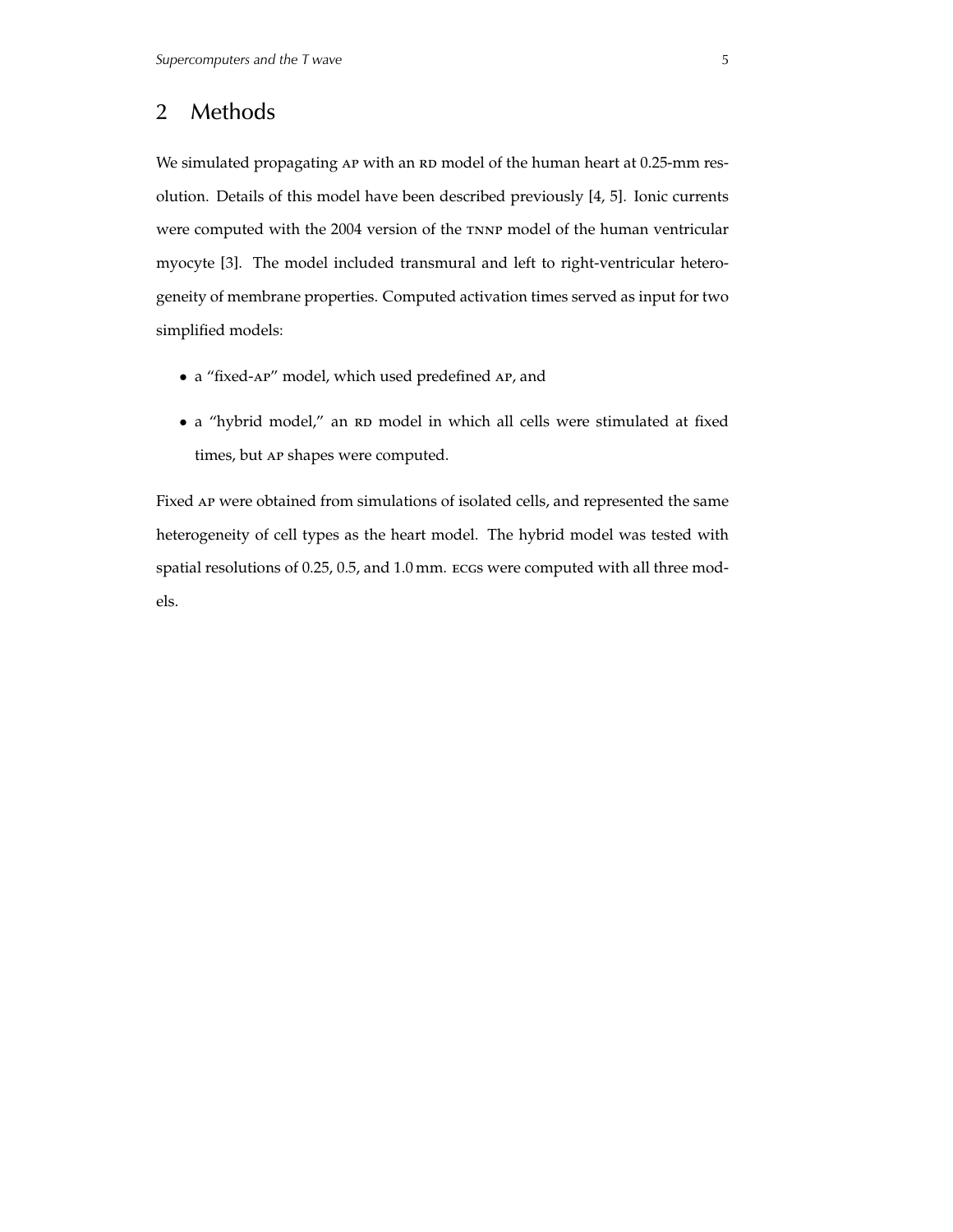## 2 Methods

We simulated propagating AP with an RD model of the human heart at 0.25-mm resolution. Details of this model have been described previously [4, 5]. Ionic currents were computed with the 2004 version of the TNNP model of the human ventricular myocyte [3]. The model included transmural and left to right-ventricular heterogeneity of membrane properties. Computed activation times served as input for two simplified models:

- a "fixed-AP" model, which used predefined AP, and
- a "hybrid model," an RD model in which all cells were stimulated at fixed times, but AP shapes were computed.

Fixed AP were obtained from simulations of isolated cells, and represented the same heterogeneity of cell types as the heart model. The hybrid model was tested with spatial resolutions of 0.25, 0.5, and 1.0 mm. ECGs were computed with all three models.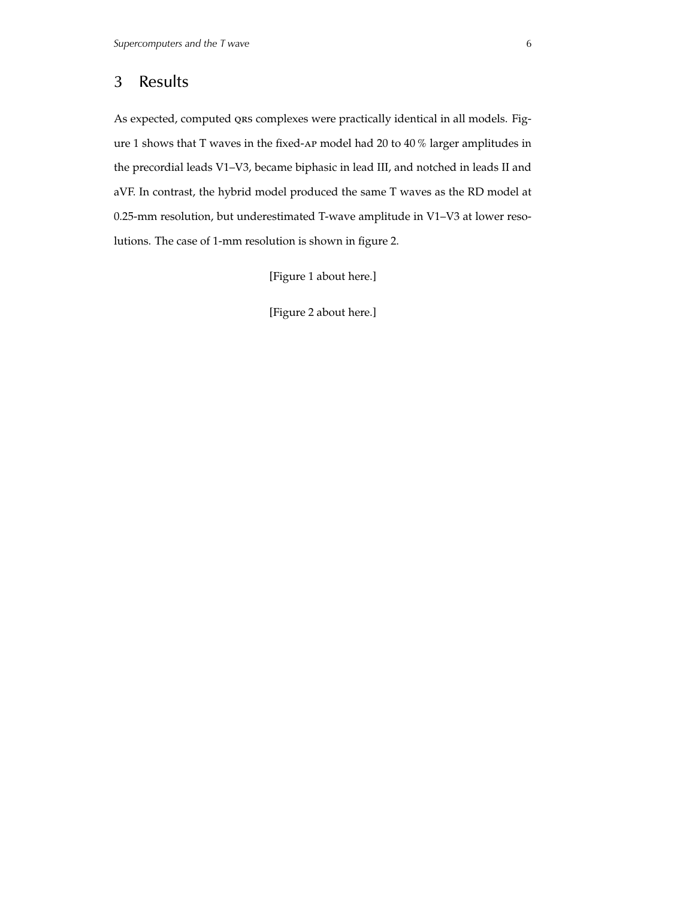## 3 Results

As expected, computed QRS complexes were practically identical in all models. Figure 1 shows that T waves in the fixed-AP model had 20 to 40 % larger amplitudes in the precordial leads V1–V3, became biphasic in lead III, and notched in leads II and aVF. In contrast, the hybrid model produced the same T waves as the RD model at 0.25-mm resolution, but underestimated T-wave amplitude in V1–V3 at lower resolutions. The case of 1-mm resolution is shown in figure 2.

[Figure 1 about here.]

[Figure 2 about here.]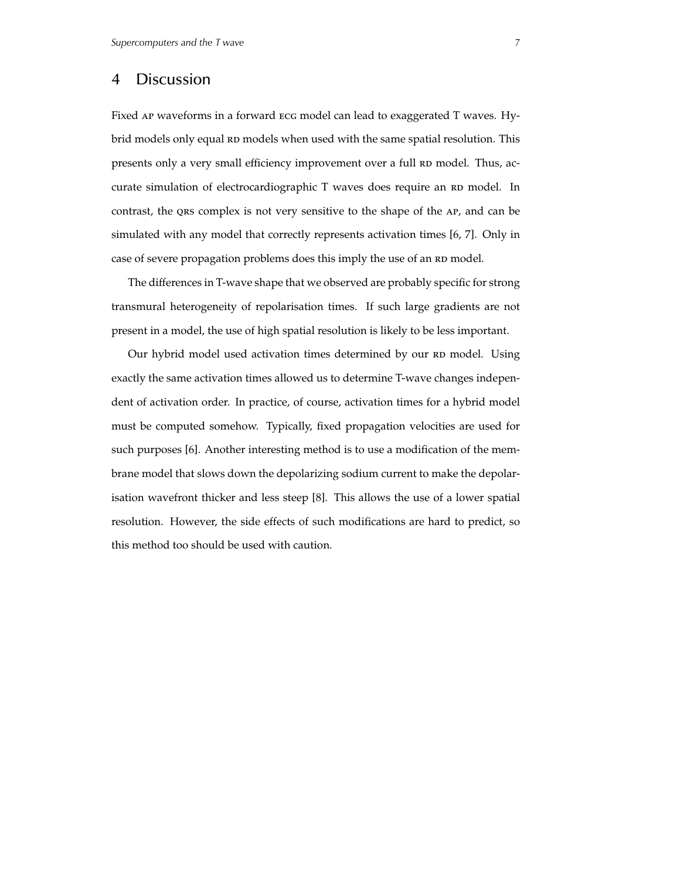## 4 Discussion

Fixed AP waveforms in a forward ECG model can lead to exaggerated T waves. Hybrid models only equal RD models when used with the same spatial resolution. This presents only a very small efficiency improvement over a full RD model. Thus, accurate simulation of electrocardiographic T waves does require an RD model. In contrast, the QRS complex is not very sensitive to the shape of the AP, and can be simulated with any model that correctly represents activation times [6, 7]. Only in case of severe propagation problems does this imply the use of an RD model.

The differences in T-wave shape that we observed are probably specific for strong transmural heterogeneity of repolarisation times. If such large gradients are not present in a model, the use of high spatial resolution is likely to be less important.

Our hybrid model used activation times determined by our RD model. Using exactly the same activation times allowed us to determine T-wave changes independent of activation order. In practice, of course, activation times for a hybrid model must be computed somehow. Typically, fixed propagation velocities are used for such purposes [6]. Another interesting method is to use a modification of the membrane model that slows down the depolarizing sodium current to make the depolarisation wavefront thicker and less steep [8]. This allows the use of a lower spatial resolution. However, the side effects of such modifications are hard to predict, so this method too should be used with caution.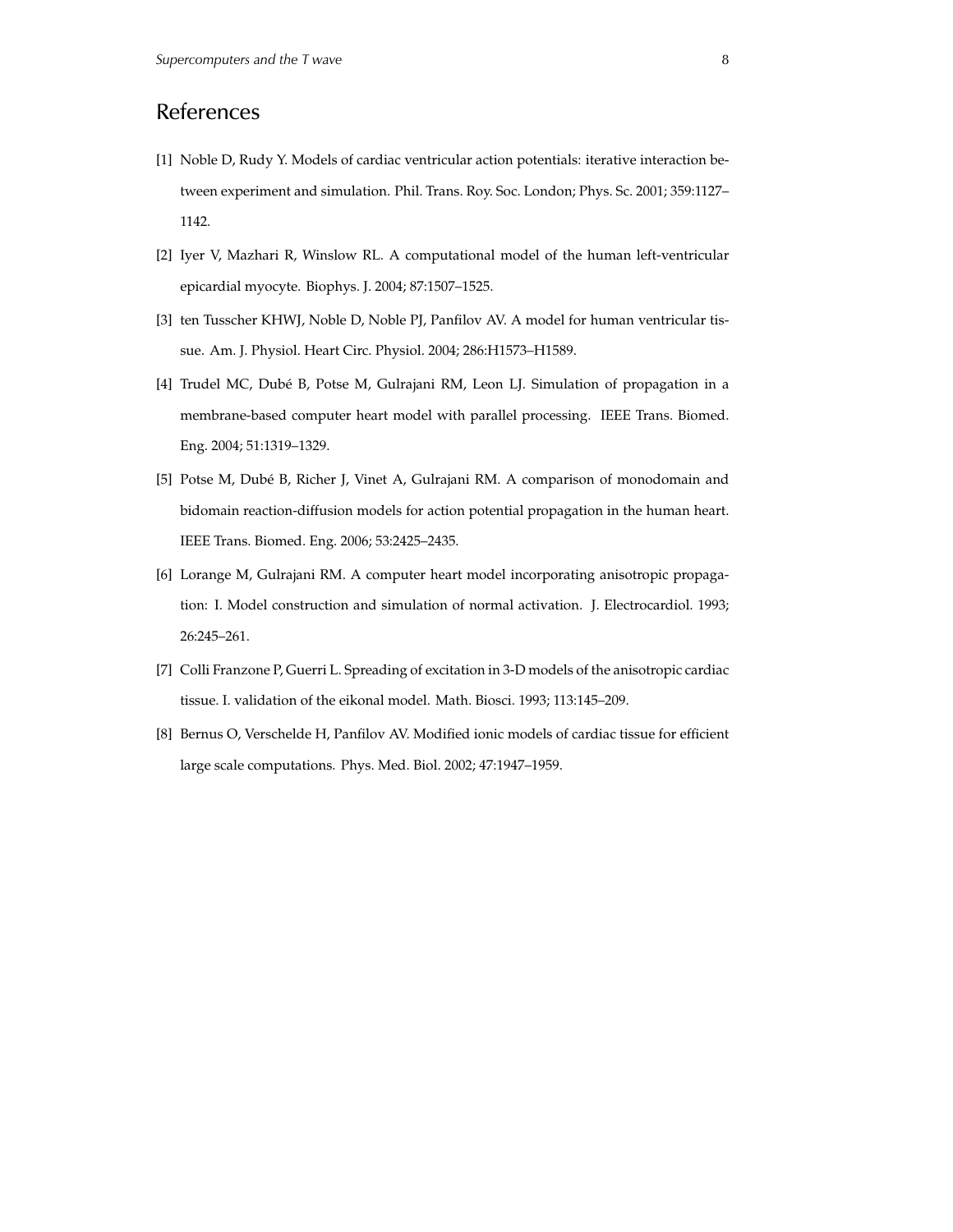# References

[1] Noble D, Rudy Y. Models of cardiac ventricular action potentials: iterative interaction between experiment and simulation. Phil. Trans. Roy. Soc. London; Phys. Sc. 2001; 359:1127–1142.

[2] Iyer V, Mazhari R, Winslow RL. A computational model of the human left-ventricular epicardial myocyte. Biophys. J. 2004; 87:1507–1525.

[3] ten Tusscher KHWJ, Noble D, Noble PJ, Panfilov AV. A model for human ventricular tissue. Am. J. Physiol. Heart Circ. Physiol. 2004; 286:H1573–H1589.

[4] Trudel MC, Dubé B, Potse M, Gulrajani RM, Leon LJ. Simulation of propagation in a membrane-based computer heart model with parallel processing. IEEE Trans. Biomed. Eng. 2004; 51:1319–1329.

[5] Potse M, Dubé B, Richer J, Vinet A, Gulrajani RM. A comparison of monodomain and bidomain reaction-diffusion models for action potential propagation in the human heart. IEEE Trans. Biomed. Eng. 2006; 53:2425–2435.

[6] Lorange M, Gulrajani RM. A computer heart model incorporating anisotropic propagation: I. Model construction and simulation of normal activation. J. Electrocardiol. 1993; 26:245–261.

[7] Colli Franzone P, Guerri L. Spreading of excitation in 3-D models of the anisotropic cardiac tissue. I. validation of the eikonal model. Math. Biosci. 1993; 113:145–209.

[8] Bernus O, Verschelde H, Panfilov AV. Modified ionic models of cardiac tissue for efficient large scale computations. Phys. Med. Biol. 2002; 47:1947–1959.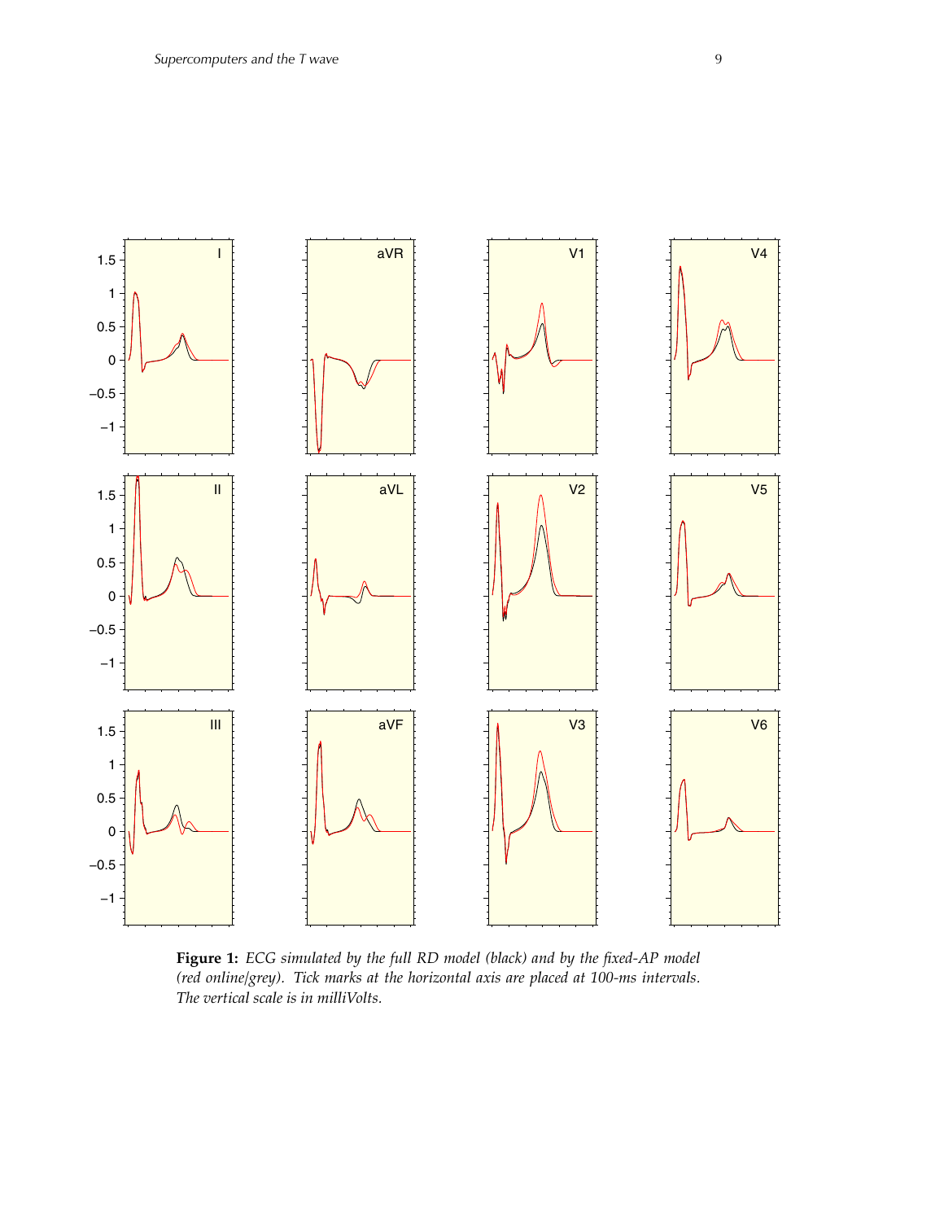**Figure 1:** *ECG simulated by the full RD model (black) and by the fixed-AP model (red online/grey). Tick marks at the horizontal axis are placed at 100-ms intervals. The vertical scale is in milliVolts.*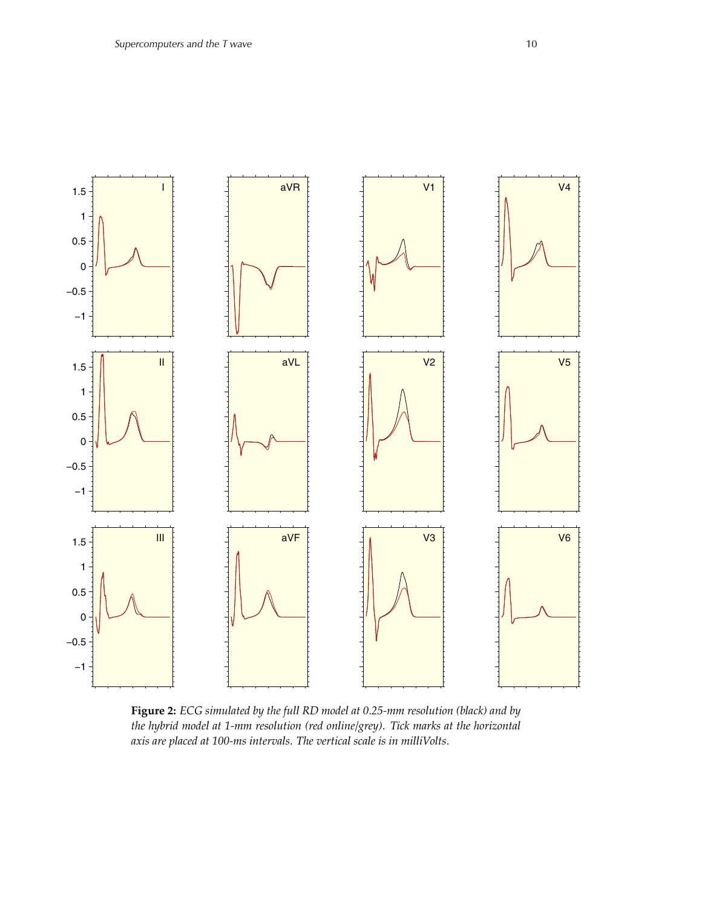I

aVR

V1

V4

II

aVL

V2

V5

III

aVF

V3

V6

1.5

1

0.5

0

−0.5

−1

**Figure 2:** *ECG simulated by the full RD model at 0.25-mm resolution (black) and by the hybrid model at 1-mm resolution (red online/grey). Tick marks at the horizontal axis are placed at 100-ms intervals. The vertical scale is in milliVolts.*